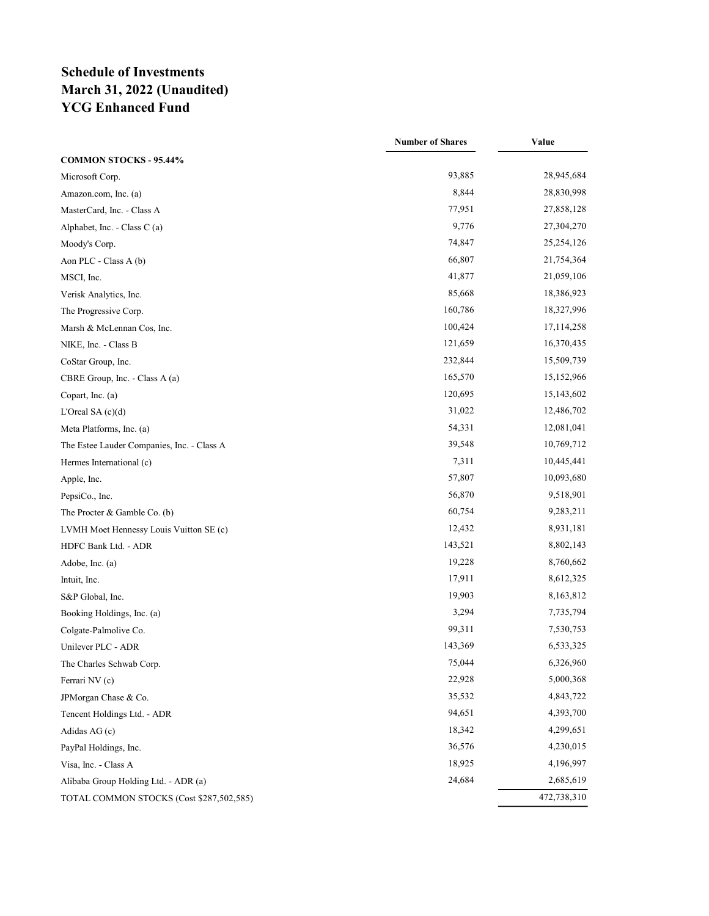# Schedule of Investments
# March 31, 2022 (Unaudited)
# YCG Enhanced Fund

| | Number of Shares | Value |
|---|---|---|
| **COMMON STOCKS - 95.44%** | | |
| Microsoft Corp. | 93,885 | 28,945,684 |
| Amazon.com, Inc. (a) | 8,844 | 28,830,998 |
| MasterCard, Inc. - Class A | 77,951 | 27,858,128 |
| Alphabet, Inc. - Class C (a) | 9,776 | 27,304,270 |
| Moody's Corp. | 74,847 | 25,254,126 |
| Aon PLC - Class A (b) | 66,807 | 21,754,364 |
| MSCI, Inc. | 41,877 | 21,059,106 |
| Verisk Analytics, Inc. | 85,668 | 18,386,923 |
| The Progressive Corp. | 160,786 | 18,327,996 |
| Marsh & McLennan Cos, Inc. | 100,424 | 17,114,258 |
| NIKE, Inc. - Class B | 121,659 | 16,370,435 |
| CoStar Group, Inc. | 232,844 | 15,509,739 |
| CBRE Group, Inc. - Class A (a) | 165,570 | 15,152,966 |
| Copart, Inc. (a) | 120,695 | 15,143,602 |
| L'Oreal SA (c)(d) | 31,022 | 12,486,702 |
| Meta Platforms, Inc. (a) | 54,331 | 12,081,041 |
| The Estee Lauder Companies, Inc. - Class A | 39,548 | 10,769,712 |
| Hermes International (c) | 7,311 | 10,445,441 |
| Apple, Inc. | 57,807 | 10,093,680 |
| PepsiCo., Inc. | 56,870 | 9,518,901 |
| The Procter & Gamble Co. (b) | 60,754 | 9,283,211 |
| LVMH Moet Hennessy Louis Vuitton SE (c) | 12,432 | 8,931,181 |
| HDFC Bank Ltd. - ADR | 143,521 | 8,802,143 |
| Adobe, Inc. (a) | 19,228 | 8,760,662 |
| Intuit, Inc. | 17,911 | 8,612,325 |
| S&P Global, Inc. | 19,903 | 8,163,812 |
| Booking Holdings, Inc. (a) | 3,294 | 7,735,794 |
| Colgate-Palmolive Co. | 99,311 | 7,530,753 |
| Unilever PLC - ADR | 143,369 | 6,533,325 |
| The Charles Schwab Corp. | 75,044 | 6,326,960 |
| Ferrari NV (c) | 22,928 | 5,000,368 |
| JPMorgan Chase & Co. | 35,532 | 4,843,722 |
| Tencent Holdings Ltd. - ADR | 94,651 | 4,393,700 |
| Adidas AG (c) | 18,342 | 4,299,651 |
| PayPal Holdings, Inc. | 36,576 | 4,230,015 |
| Visa, Inc. - Class A | 18,925 | 4,196,997 |
| Alibaba Group Holding Ltd. - ADR (a) | 24,684 | 2,685,619 |
| TOTAL COMMON STOCKS (Cost $287,502,585) | | 472,738,310 |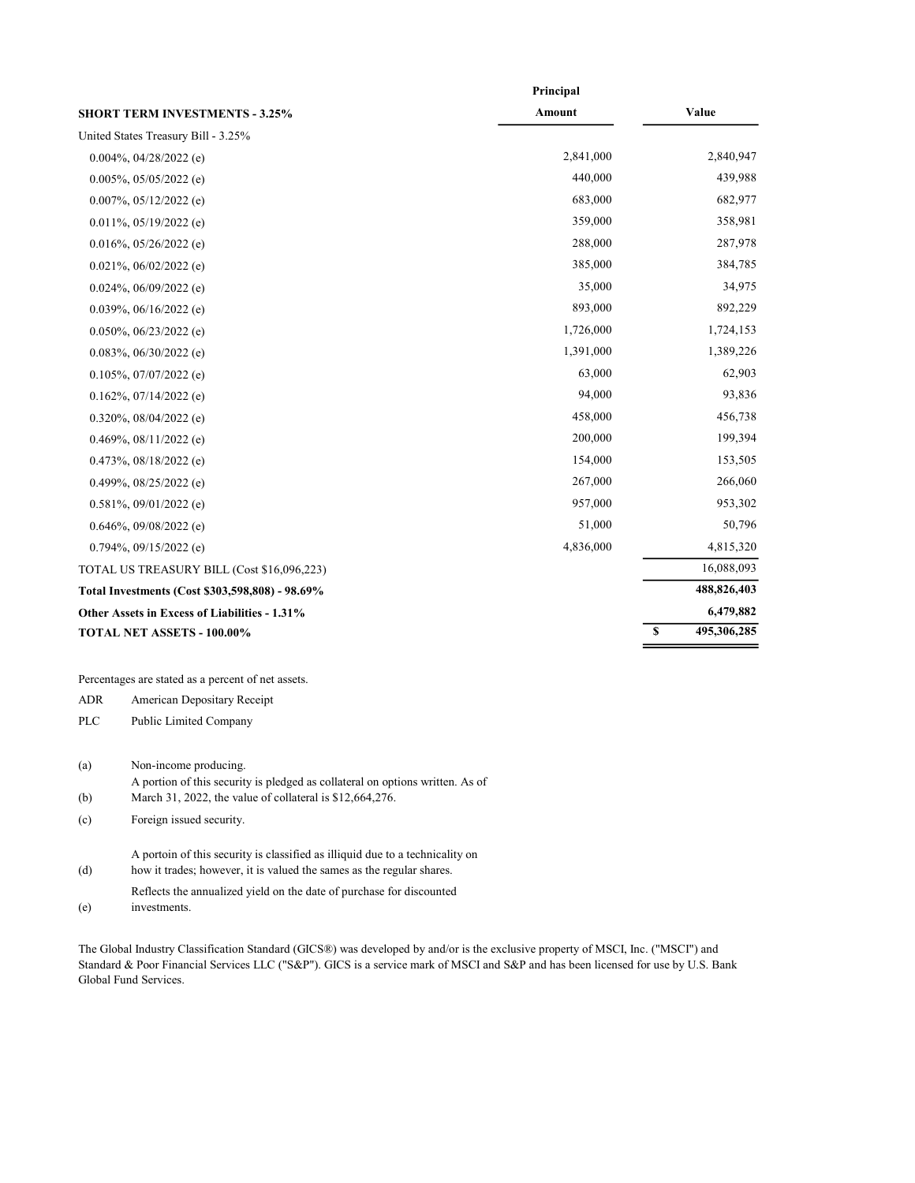| SHORT TERM INVESTMENTS - 3.25% | Principal Amount | Value |
|---|---|---|
| United States Treasury Bill - 3.25% | | |
| 0.004%, 04/28/2022 (e) | 2,841,000 | 2,840,947 |
| 0.005%, 05/05/2022 (e) | 440,000 | 439,988 |
| 0.007%, 05/12/2022 (e) | 683,000 | 682,977 |
| 0.011%, 05/19/2022 (e) | 359,000 | 358,981 |
| 0.016%, 05/26/2022 (e) | 288,000 | 287,978 |
| 0.021%, 06/02/2022 (e) | 385,000 | 384,785 |
| 0.024%, 06/09/2022 (e) | 35,000 | 34,975 |
| 0.039%, 06/16/2022 (e) | 893,000 | 892,229 |
| 0.050%, 06/23/2022 (e) | 1,726,000 | 1,724,153 |
| 0.083%, 06/30/2022 (e) | 1,391,000 | 1,389,226 |
| 0.105%, 07/07/2022 (e) | 63,000 | 62,903 |
| 0.162%, 07/14/2022 (e) | 94,000 | 93,836 |
| 0.320%, 08/04/2022 (e) | 458,000 | 456,738 |
| 0.469%, 08/11/2022 (e) | 200,000 | 199,394 |
| 0.473%, 08/18/2022 (e) | 154,000 | 153,505 |
| 0.499%, 08/25/2022 (e) | 267,000 | 266,060 |
| 0.581%, 09/01/2022 (e) | 957,000 | 953,302 |
| 0.646%, 09/08/2022 (e) | 51,000 | 50,796 |
| 0.794%, 09/15/2022 (e) | 4,836,000 | 4,815,320 |
| TOTAL US TREASURY BILL (Cost $16,096,223) | | 16,088,093 |
| **Total Investments (Cost $303,598,808) - 98.69%** | | **488,826,403** |
| **Other Assets in Excess of Liabilities - 1.31%** | | **6,479,882** |
| **TOTAL NET ASSETS - 100.00%** | | **$ 495,306,285** |

Percentages are stated as a percent of net assets.

ADR American Depositary Receipt

PLC Public Limited Company

(a) Non-income producing.

(b) A portion of this security is pledged as collateral on options written. As of March 31, 2022, the value of collateral is $12,664,276.

(c) Foreign issued security.

(d) A portoin of this security is classified as illiquid due to a technicality on how it trades; however, it is valued the sames as the regular shares.

(e) Reflects the annualized yield on the date of purchase for discounted investments.

The Global Industry Classification Standard (GICS®) was developed by and/or is the exclusive property of MSCI, Inc. ("MSCI") and Standard & Poor Financial Services LLC ("S&P"). GICS is a service mark of MSCI and S&P and has been licensed for use by U.S. Bank Global Fund Services.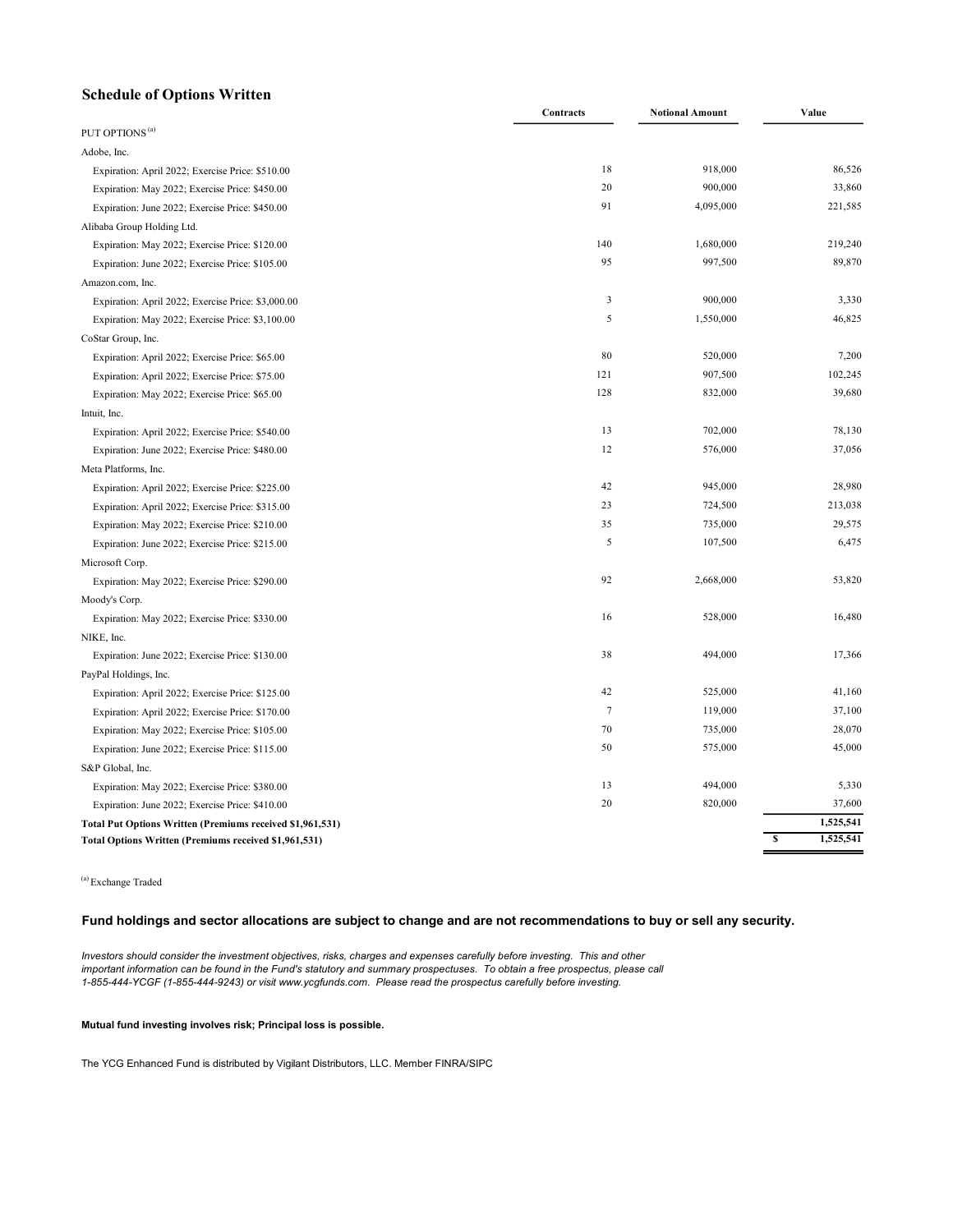## Schedule of Options Written

| | Contracts | Notional Amount | Value |
|---|---|---|---|
| PUT OPTIONS [(a)] | | | |
| Adobe, Inc. | | | |
| Expiration: April 2022; Exercise Price: $510.00 | 18 | 918,000 | 86,526 |
| Expiration: May 2022; Exercise Price: $450.00 | 20 | 900,000 | 33,860 |
| Expiration: June 2022; Exercise Price: $450.00 | 91 | 4,095,000 | 221,585 |
| Alibaba Group Holding Ltd. | | | |
| Expiration: May 2022; Exercise Price: $120.00 | 140 | 1,680,000 | 219,240 |
| Expiration: June 2022; Exercise Price: $105.00 | 95 | 997,500 | 89,870 |
| Amazon.com, Inc. | | | |
| Expiration: April 2022; Exercise Price: $3,000.00 | 3 | 900,000 | 3,330 |
| Expiration: May 2022; Exercise Price: $3,100.00 | 5 | 1,550,000 | 46,825 |
| CoStar Group, Inc. | | | |
| Expiration: April 2022; Exercise Price: $65.00 | 80 | 520,000 | 7,200 |
| Expiration: April 2022; Exercise Price: $75.00 | 121 | 907,500 | 102,245 |
| Expiration: May 2022; Exercise Price: $65.00 | 128 | 832,000 | 39,680 |
| Intuit, Inc. | | | |
| Expiration: April 2022; Exercise Price: $540.00 | 13 | 702,000 | 78,130 |
| Expiration: June 2022; Exercise Price: $480.00 | 12 | 576,000 | 37,056 |
| Meta Platforms, Inc. | | | |
| Expiration: April 2022; Exercise Price: $225.00 | 42 | 945,000 | 28,980 |
| Expiration: April 2022; Exercise Price: $315.00 | 23 | 724,500 | 213,038 |
| Expiration: May 2022; Exercise Price: $210.00 | 35 | 735,000 | 29,575 |
| Expiration: June 2022; Exercise Price: $215.00 | 5 | 107,500 | 6,475 |
| Microsoft Corp. | | | |
| Expiration: May 2022; Exercise Price: $290.00 | 92 | 2,668,000 | 53,820 |
| Moody's Corp. | | | |
| Expiration: May 2022; Exercise Price: $330.00 | 16 | 528,000 | 16,480 |
| NIKE, Inc. | | | |
| Expiration: June 2022; Exercise Price: $130.00 | 38 | 494,000 | 17,366 |
| PayPal Holdings, Inc. | | | |
| Expiration: April 2022; Exercise Price: $125.00 | 42 | 525,000 | 41,160 |
| Expiration: April 2022; Exercise Price: $170.00 | 7 | 119,000 | 37,100 |
| Expiration: May 2022; Exercise Price: $105.00 | 70 | 735,000 | 28,070 |
| Expiration: June 2022; Exercise Price: $115.00 | 50 | 575,000 | 45,000 |
| S&P Global, Inc. | | | |
| Expiration: May 2022; Exercise Price: $380.00 | 13 | 494,000 | 5,330 |
| Expiration: June 2022; Exercise Price: $410.00 | 20 | 820,000 | 37,600 |
| **Total Put Options Written (Premiums received $1,961,531)** | | | **1,525,541** |
| **Total Options Written (Premiums received $1,961,531)** | | | **$ 1,525,541** |

[(a)] Exchange Traded

**Fund holdings and sector allocations are subject to change and are not recommendations to buy or sell any security.**

*Investors should consider the investment objectives, risks, charges and expenses carefully before investing. This and other important information can be found in the Fund's statutory and summary prospectuses. To obtain a free prospectus, please call 1-855-444-YCGF (1-855-444-9243) or visit www.ycgfunds.com. Please read the prospectus carefully before investing.*

**Mutual fund investing involves risk; Principal loss is possible.**

The YCG Enhanced Fund is distributed by Vigilant Distributors, LLC. Member FINRA/SIPC